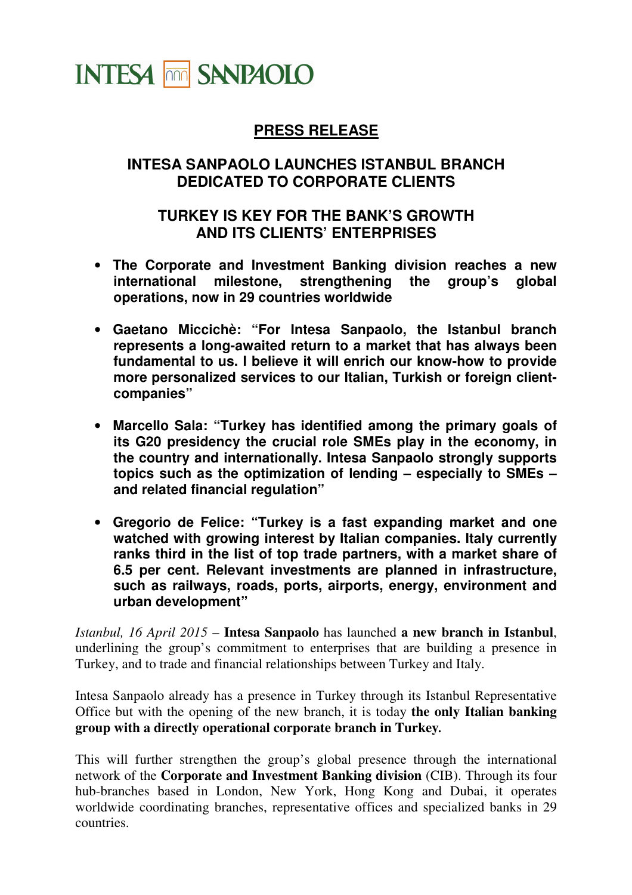INTESA SANPAOLO

## PRESS RELEASE

# INTESA SANPAOLO LAUNCHES ISTANBUL BRANCH DEDICATED TO CORPORATE CLIENTS

## TURKEY IS KEY FOR THE BANK'S GROWTH AND ITS CLIENTS' ENTERPRISES

- **The Corporate and Investment Banking division reaches a new international milestone, strengthening the group's global operations, now in 29 countries worldwide**
- **Gaetano Miccichè: "For Intesa Sanpaolo, the Istanbul branch represents a long-awaited return to a market that has always been fundamental to us. I believe it will enrich our know-how to provide more personalized services to our Italian, Turkish or foreign client-companies"**
- **Marcello Sala: "Turkey has identified among the primary goals of its G20 presidency the crucial role SMEs play in the economy, in the country and internationally. Intesa Sanpaolo strongly supports topics such as the optimization of lending – especially to SMEs – and related financial regulation"**
- **Gregorio de Felice: "Turkey is a fast expanding market and one watched with growing interest by Italian companies. Italy currently ranks third in the list of top trade partners, with a market share of 6.5 per cent. Relevant investments are planned in infrastructure, such as railways, roads, ports, airports, energy, environment and urban development"**

*Istanbul, 16 April 2015* – **Intesa Sanpaolo** has launched **a new branch in Istanbul**, underlining the group's commitment to enterprises that are building a presence in Turkey, and to trade and financial relationships between Turkey and Italy.

Intesa Sanpaolo already has a presence in Turkey through its Istanbul Representative Office but with the opening of the new branch, it is today **the only Italian banking group with a directly operational corporate branch in Turkey.**

This will further strengthen the group's global presence through the international network of the **Corporate and Investment Banking division** (CIB). Through its four hub-branches based in London, New York, Hong Kong and Dubai, it operates worldwide coordinating branches, representative offices and specialized banks in 29 countries.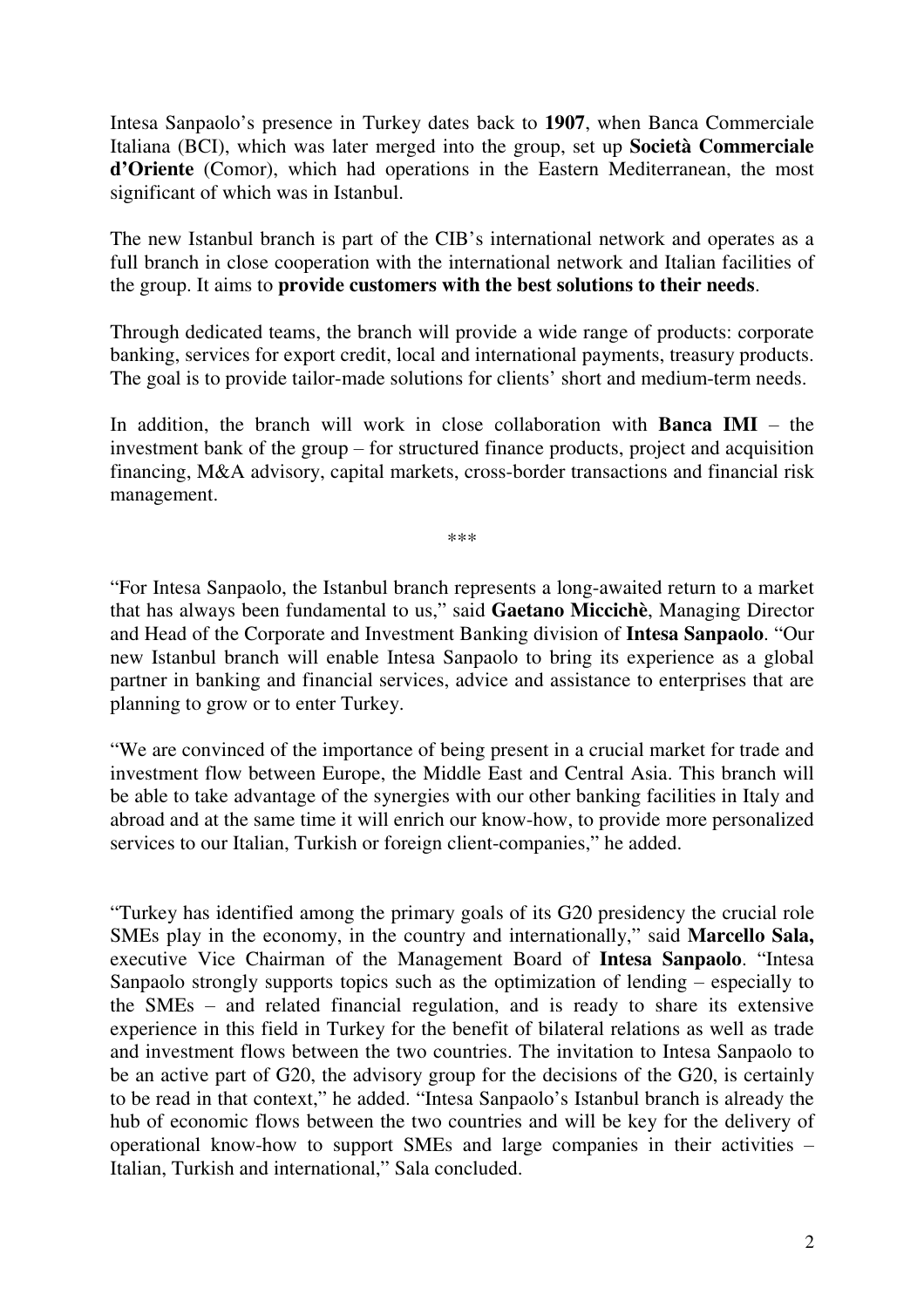Intesa Sanpaolo's presence in Turkey dates back to **1907**, when Banca Commerciale Italiana (BCI), which was later merged into the group, set up **Società Commerciale d'Oriente** (Comor), which had operations in the Eastern Mediterranean, the most significant of which was in Istanbul.

The new Istanbul branch is part of the CIB's international network and operates as a full branch in close cooperation with the international network and Italian facilities of the group. It aims to **provide customers with the best solutions to their needs**.

Through dedicated teams, the branch will provide a wide range of products: corporate banking, services for export credit, local and international payments, treasury products. The goal is to provide tailor-made solutions for clients' short and medium-term needs.

In addition, the branch will work in close collaboration with **Banca IMI** – the investment bank of the group – for structured finance products, project and acquisition financing, M&A advisory, capital markets, cross-border transactions and financial risk management.

***

"For Intesa Sanpaolo, the Istanbul branch represents a long-awaited return to a market that has always been fundamental to us," said **Gaetano Micciché**, Managing Director and Head of the Corporate and Investment Banking division of **Intesa Sanpaolo**. "Our new Istanbul branch will enable Intesa Sanpaolo to bring its experience as a global partner in banking and financial services, advice and assistance to enterprises that are planning to grow or to enter Turkey.

"We are convinced of the importance of being present in a crucial market for trade and investment flow between Europe, the Middle East and Central Asia. This branch will be able to take advantage of the synergies with our other banking facilities in Italy and abroad and at the same time it will enrich our know-how, to provide more personalized services to our Italian, Turkish or foreign client-companies," he added.

"Turkey has identified among the primary goals of its G20 presidency the crucial role SMEs play in the economy, in the country and internationally," said **Marcello Sala,** executive Vice Chairman of the Management Board of **Intesa Sanpaolo**. "Intesa Sanpaolo strongly supports topics such as the optimization of lending – especially to the SMEs – and related financial regulation, and is ready to share its extensive experience in this field in Turkey for the benefit of bilateral relations as well as trade and investment flows between the two countries. The invitation to Intesa Sanpaolo to be an active part of G20, the advisory group for the decisions of the G20, is certainly to be read in that context," he added. "Intesa Sanpaolo's Istanbul branch is already the hub of economic flows between the two countries and will be key for the delivery of operational know-how to support SMEs and large companies in their activities – Italian, Turkish and international," Sala concluded.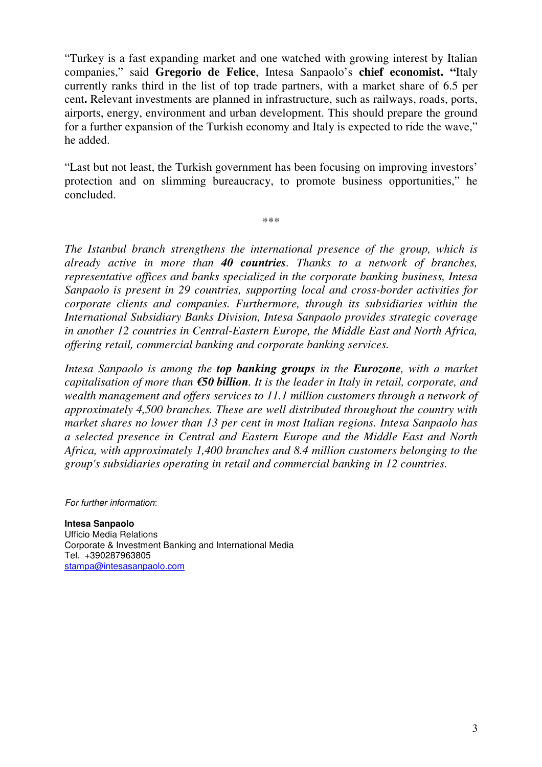"Turkey is a fast expanding market and one watched with growing interest by Italian companies," said **Gregorio de Felice**, Intesa Sanpaolo's **chief economist. "**Italy currently ranks third in the list of top trade partners, with a market share of 6.5 per cent**.** Relevant investments are planned in infrastructure, such as railways, roads, ports, airports, energy, environment and urban development. This should prepare the ground for a further expansion of the Turkish economy and Italy is expected to ride the wave," he added.

"Last but not least, the Turkish government has been focusing on improving investors' protection and on slimming bureaucracy, to promote business opportunities," he concluded.

\*\*\*

*The Istanbul branch strengthens the international presence of the group, which is already active in more than **40 countries**. Thanks to a network of branches, representative offices and banks specialized in the corporate banking business, Intesa Sanpaolo is present in 29 countries, supporting local and cross-border activities for corporate clients and companies. Furthermore, through its subsidiaries within the International Subsidiary Banks Division, Intesa Sanpaolo provides strategic coverage in another 12 countries in Central-Eastern Europe, the Middle East and North Africa, offering retail, commercial banking and corporate banking services.*

*Intesa Sanpaolo is among the **top banking groups** in the **Eurozone**, with a market capitalisation of more than **€50 billion**. It is the leader in Italy in retail, corporate, and wealth management and offers services to 11.1 million customers through a network of approximately 4,500 branches. These are well distributed throughout the country with market shares no lower than 13 per cent in most Italian regions. Intesa Sanpaolo has a selected presence in Central and Eastern Europe and the Middle East and North Africa, with approximately 1,400 branches and 8.4 million customers belonging to the group's subsidiaries operating in retail and commercial banking in 12 countries.*

*For further information*:

**Intesa Sanpaolo**
Ufficio Media Relations
Corporate & Investment Banking and International Media
Tel. +390287963805
stampa@intesasanpaolo.com